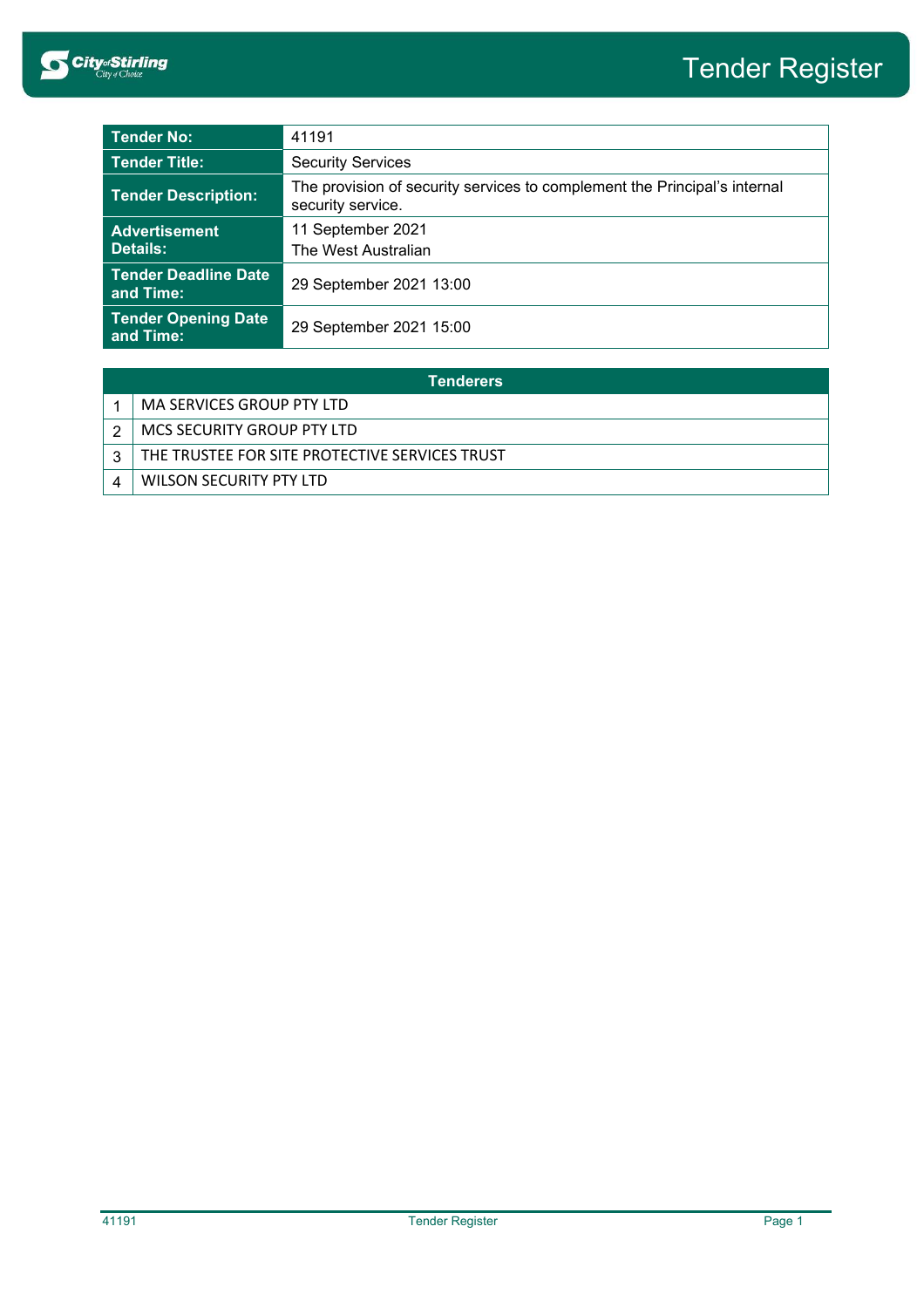# Tender Register

| Tender No: | 41191 |
| --- | --- |
| Tender Title: | Security Services |
| Tender Description: | The provision of security services to complement the Principal's internal security service. |
| Advertisement Details: | 11 September 2021<br>The West Australian |
| Tender Deadline Date and Time: | 29 September 2021 13:00 |
| Tender Opening Date and Time: | 29 September 2021 15:00 |

| | Tenderers |
| --- | --- |
| 1 | MA SERVICES GROUP PTY LTD |
| 2 | MCS SECURITY GROUP PTY LTD |
| 3 | THE TRUSTEE FOR SITE PROTECTIVE SERVICES TRUST |
| 4 | WILSON SECURITY PTY LTD |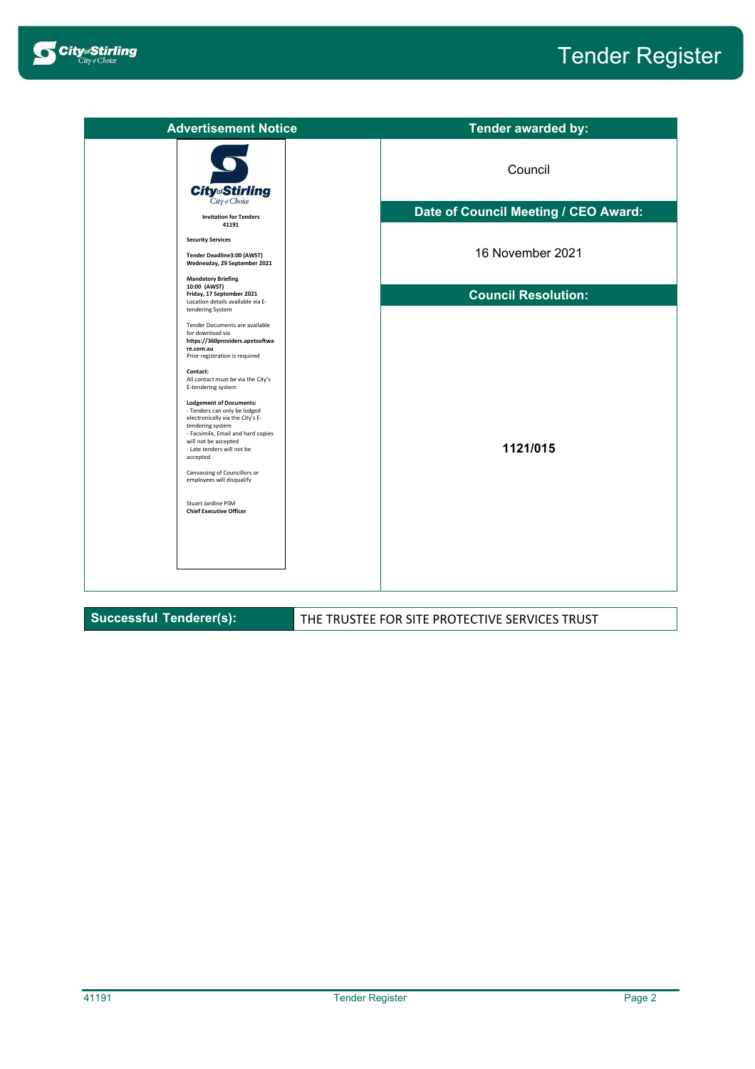# Tender Register

| Advertisement Notice | Tender awarded by: |
|---|---|
| **Invitation for Tenders 41191**<br><br>**Security Services**<br><br>**Tender Deadline3:00 (AWST) Wednesday, 29 September 2021**<br><br>**Mandatory Briefing 10:00 (AWST) Friday, 17 September 2021**<br>Location details available via E-tendering System<br><br>Tender Documents are available for download via **https://360providers.apetsoftware.com.au**<br>Prior registration is required<br><br>**Contact:**<br>All contact must be via the City's E-tendering system<br><br>**Lodgement of Documents:**<br>- Tenders can only be lodged electronically via the City's E-tendering system<br>- Facsimile, Email and hard copies will not be accepted<br>- Late tenders will not be accepted<br><br>Canvassing of Councillors or employees will disqualify<br><br>Stuart Jardine PSM<br>**Chief Executive Officer** | Council<br><br>**Date of Council Meeting / CEO Award:**<br><br>16 November 2021<br><br>**Council Resolution:**<br><br>**1121/015** |

| **Successful Tenderer(s):** | THE TRUSTEE FOR SITE PROTECTIVE SERVICES TRUST |
|---|---|